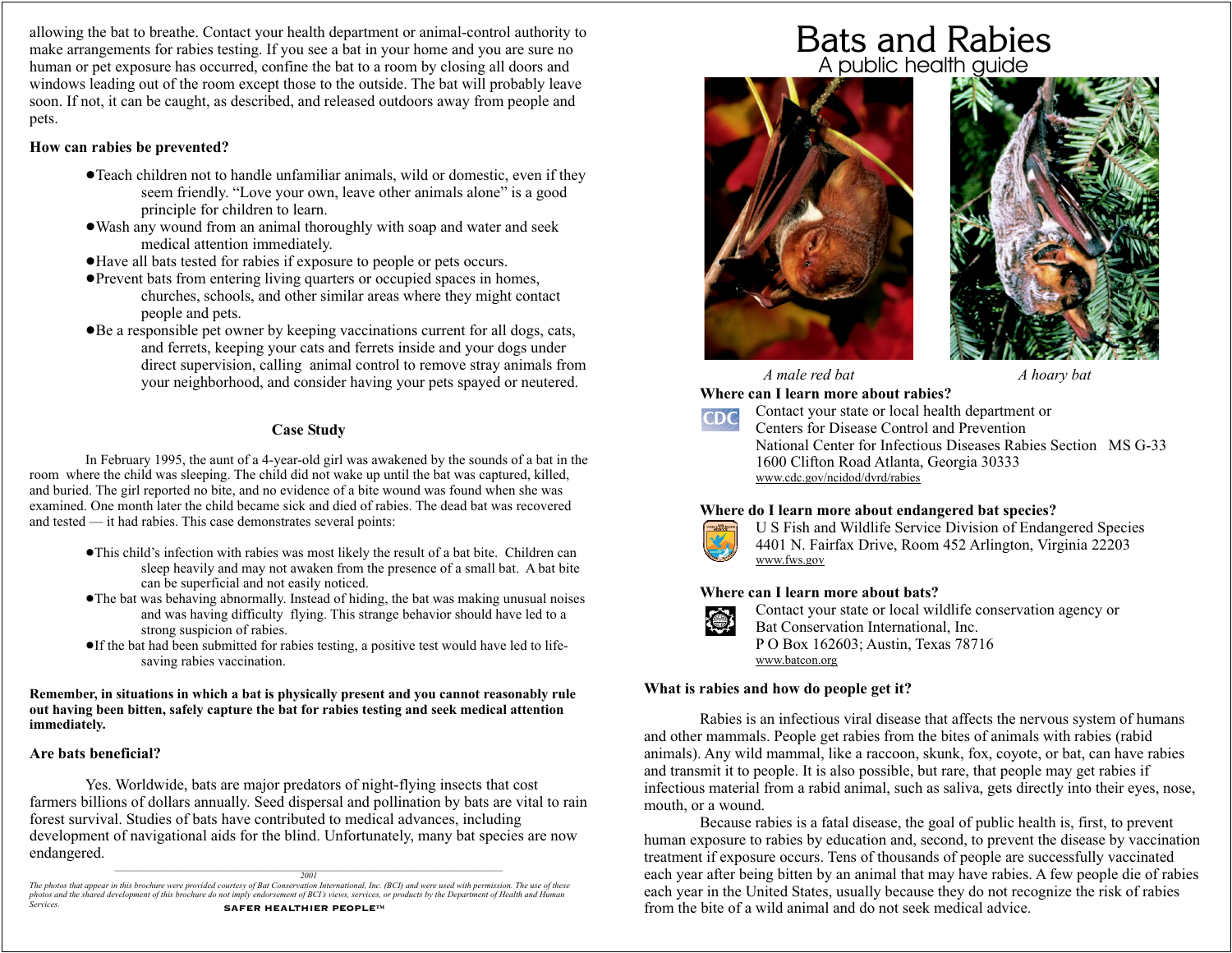allowing the bat to breathe. Contact your health department or animal-control authority to make arrangements for rabies testing. If you see a bat in your home and you are sure no human or pet exposure has occurred, confine the bat to a room by closing all doors and windows leading out of the room except those to the outside. The bat will probably leave soon. If not, it can be caught, as described, and released outdoors away from people and pets.

**How can rabies be prevented?**

- Teach children not to handle unfamiliar animals, wild or domestic, even if they seem friendly. "Love your own, leave other animals alone" is a good principle for children to learn.
- Wash any wound from an animal thoroughly with soap and water and seek medical attention immediately.
- Have all bats tested for rabies if exposure to people or pets occurs.
- Prevent bats from entering living quarters or occupied spaces in homes, churches, schools, and other similar areas where they might contact people and pets.
- Be a responsible pet owner by keeping vaccinations current for all dogs, cats, and ferrets, keeping your cats and ferrets inside and your dogs under direct supervision, calling animal control to remove stray animals from your neighborhood, and consider having your pets spayed or neutered.

**Case Study**

In February 1995, the aunt of a 4-year-old girl was awakened by the sounds of a bat in the room where the child was sleeping. The child did not wake up until the bat was captured, killed, and buried. The girl reported no bite, and no evidence of a bite wound was found when she was examined. One month later the child became sick and died of rabies. The dead bat was recovered and tested — it had rabies. This case demonstrates several points:

- This child's infection with rabies was most likely the result of a bat bite. Children can sleep heavily and may not awaken from the presence of a small bat. A bat bite can be superficial and not easily noticed.
- The bat was behaving abnormally. Instead of hiding, the bat was making unusual noises and was having difficulty flying. This strange behavior should have led to a strong suspicion of rabies.
- If the bat had been submitted for rabies testing, a positive test would have led to life-saving rabies vaccination.

**Remember, in situations in which a bat is physically present and you cannot reasonably rule out having been bitten, safely capture the bat for rabies testing and seek medical attention immediately.**

**Are bats beneficial?**

Yes. Worldwide, bats are major predators of night-flying insects that cost farmers billions of dollars annually. Seed dispersal and pollination by bats are vital to rain forest survival. Studies of bats have contributed to medical advances, including development of navigational aids for the blind. Unfortunately, many bat species are now endangered.

2001

*The photos that appear in this brochure were provided courtesy of Bat Conservation International, Inc. (BCI) and were used with permission. The use of these photos and the shared development of this brochure do not imply endorsement of BCI's views, services, or products by the Department of Health and Human Services.*

SAFER HEALTHIER PEOPLE™

# Bats and Rabies

## A public health guide

*A male red bat*

*A hoary bat*

**Where can I learn more about rabies?**

Contact your state or local health department or
Centers for Disease Control and Prevention
National Center for Infectious Diseases Rabies Section MS G-33
1600 Clifton Road Atlanta, Georgia 30333
www.cdc.gov/ncidod/dvrd/rabies

**Where do I learn more about endangered bat species?**

U S Fish and Wildlife Service Division of Endangered Species
4401 N. Fairfax Drive, Room 452 Arlington, Virginia 22203
www.fws.gov

**Where can I learn more about bats?**

Contact your state or local wildlife conservation agency or
Bat Conservation International, Inc.
P O Box 162603; Austin, Texas 78716
www.batcon.org

**What is rabies and how do people get it?**

Rabies is an infectious viral disease that affects the nervous system of humans and other mammals. People get rabies from the bites of animals with rabies (rabid animals). Any wild mammal, like a raccoon, skunk, fox, coyote, or bat, can have rabies and transmit it to people. It is also possible, but rare, that people may get rabies if infectious material from a rabid animal, such as saliva, gets directly into their eyes, nose, mouth, or a wound.

Because rabies is a fatal disease, the goal of public health is, first, to prevent human exposure to rabies by education and, second, to prevent the disease by vaccination treatment if exposure occurs. Tens of thousands of people are successfully vaccinated each year after being bitten by an animal that may have rabies. A few people die of rabies each year in the United States, usually because they do not recognize the risk of rabies from the bite of a wild animal and do not seek medical advice.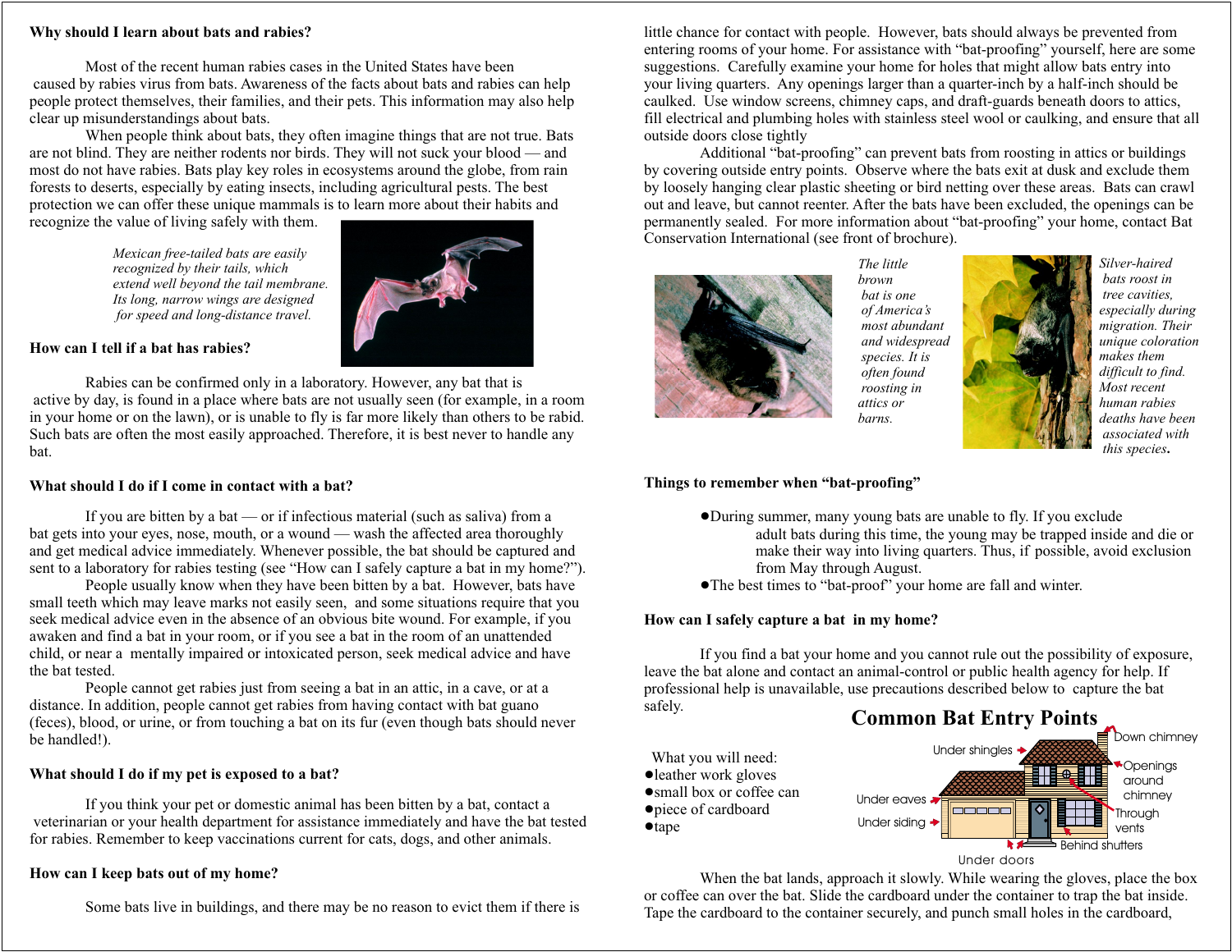## Why should I learn about bats and rabies?

Most of the recent human rabies cases in the United States have been caused by rabies virus from bats. Awareness of the facts about bats and rabies can help people protect themselves, their families, and their pets. This information may also help clear up misunderstandings about bats.

When people think about bats, they often imagine things that are not true. Bats are not blind. They are neither rodents nor birds. They will not suck your blood — and most do not have rabies. Bats play key roles in ecosystems around the globe, from rain forests to deserts, especially by eating insects, including agricultural pests. The best protection we can offer these unique mammals is to learn more about their habits and recognize the value of living safely with them.

*Mexican free-tailed bats are easily recognized by their tails, which extend well beyond the tail membrane. Its long, narrow wings are designed for speed and long-distance travel.*

## How can I tell if a bat has rabies?

Rabies can be confirmed only in a laboratory. However, any bat that is active by day, is found in a place where bats are not usually seen (for example, in a room in your home or on the lawn), or is unable to fly is far more likely than others to be rabid. Such bats are often the most easily approached. Therefore, it is best never to handle any bat.

## What should I do if I come in contact with a bat?

If you are bitten by a bat — or if infectious material (such as saliva) from a bat gets into your eyes, nose, mouth, or a wound — wash the affected area thoroughly and get medical advice immediately. Whenever possible, the bat should be captured and sent to a laboratory for rabies testing (see "How can I safely capture a bat in my home?").

People usually know when they have been bitten by a bat. However, bats have small teeth which may leave marks not easily seen, and some situations require that you seek medical advice even in the absence of an obvious bite wound. For example, if you awaken and find a bat in your room, or if you see a bat in the room of an unattended child, or near a mentally impaired or intoxicated person, seek medical advice and have the bat tested.

People cannot get rabies just from seeing a bat in an attic, in a cave, or at a distance. In addition, people cannot get rabies from having contact with bat guano (feces), blood, or urine, or from touching a bat on its fur (even though bats should never be handled!).

## What should I do if my pet is exposed to a bat?

If you think your pet or domestic animal has been bitten by a bat, contact a veterinarian or your health department for assistance immediately and have the bat tested for rabies. Remember to keep vaccinations current for cats, dogs, and other animals.

## How can I keep bats out of my home?

Some bats live in buildings, and there may be no reason to evict them if there is little chance for contact with people. However, bats should always be prevented from entering rooms of your home. For assistance with "bat-proofing" yourself, here are some suggestions. Carefully examine your home for holes that might allow bats entry into your living quarters. Any openings larger than a quarter-inch by a half-inch should be caulked. Use window screens, chimney caps, and draft-guards beneath doors to attics, fill electrical and plumbing holes with stainless steel wool or caulking, and ensure that all outside doors close tightly

Additional "bat-proofing" can prevent bats from roosting in attics or buildings by covering outside entry points. Observe where the bats exit at dusk and exclude them by loosely hanging clear plastic sheeting or bird netting over these areas. Bats can crawl out and leave, but cannot reenter. After the bats have been excluded, the openings can be permanently sealed. For more information about "bat-proofing" your home, contact Bat Conservation International (see front of brochure).

*The little brown bat is one of America's most abundant and widespread species. It is often found roosting in attics or barns.*

*Silver-haired bats roost in tree cavities, especially during migration. Their unique coloration makes them difficult to find. Most recent human rabies deaths have been associated with this species.*

## Things to remember when "bat-proofing"

- During summer, many young bats are unable to fly. If you exclude adult bats during this time, the young may be trapped inside and die or make their way into living quarters. Thus, if possible, avoid exclusion from May through August.
- The best times to "bat-proof" your home are fall and winter.

## How can I safely capture a bat in my home?

If you find a bat your home and you cannot rule out the possibility of exposure, leave the bat alone and contact an animal-control or public health agency for help. If professional help is unavailable, use precautions described below to capture the bat safely.

What you will need:

- leather work gloves
- small box or coffee can
- piece of cardboard
- tape

**Common Bat Entry Points**

Down chimney
Under shingles
Openings around chimney
Under eaves
Through vents
Under siding
Behind shutters
Under doors

When the bat lands, approach it slowly. While wearing the gloves, place the box or coffee can over the bat. Slide the cardboard under the container to trap the bat inside. Tape the cardboard to the container securely, and punch small holes in the cardboard,